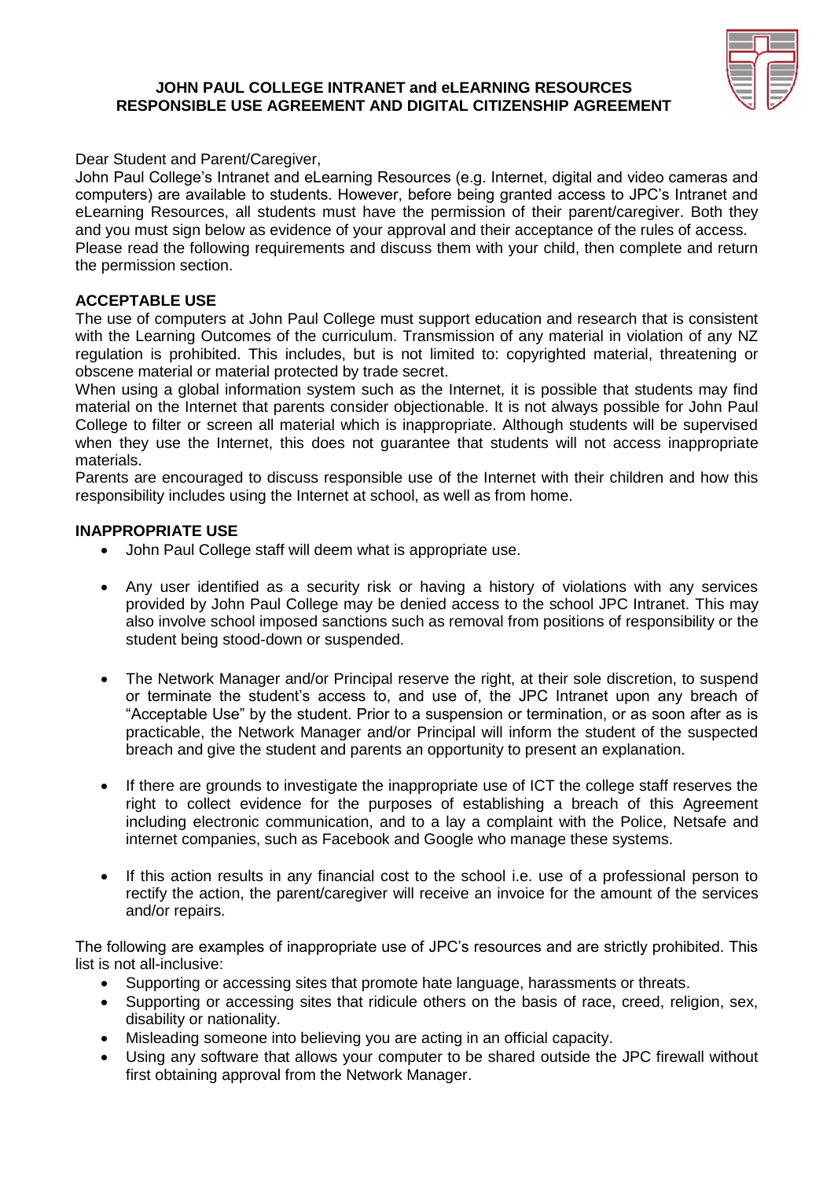# JOHN PAUL COLLEGE INTRANET and eLEARNING RESOURCES RESPONSIBLE USE AGREEMENT AND DIGITAL CITIZENSHIP AGREEMENT

Dear Student and Parent/Caregiver,

John Paul College's Intranet and eLearning Resources (e.g. Internet, digital and video cameras and computers) are available to students. However, before being granted access to JPC's Intranet and eLearning Resources, all students must have the permission of their parent/caregiver. Both they and you must sign below as evidence of your approval and their acceptance of the rules of access.

Please read the following requirements and discuss them with your child, then complete and return the permission section.

## ACCEPTABLE USE

The use of computers at John Paul College must support education and research that is consistent with the Learning Outcomes of the curriculum. Transmission of any material in violation of any NZ regulation is prohibited. This includes, but is not limited to: copyrighted material, threatening or obscene material or material protected by trade secret.

When using a global information system such as the Internet, it is possible that students may find material on the Internet that parents consider objectionable. It is not always possible for John Paul College to filter or screen all material which is inappropriate. Although students will be supervised when they use the Internet, this does not guarantee that students will not access inappropriate materials.

Parents are encouraged to discuss responsible use of the Internet with their children and how this responsibility includes using the Internet at school, as well as from home.

## INAPPROPRIATE USE

- John Paul College staff will deem what is appropriate use.
- Any user identified as a security risk or having a history of violations with any services provided by John Paul College may be denied access to the school JPC Intranet. This may also involve school imposed sanctions such as removal from positions of responsibility or the student being stood-down or suspended.
- The Network Manager and/or Principal reserve the right, at their sole discretion, to suspend or terminate the student's access to, and use of, the JPC Intranet upon any breach of "Acceptable Use" by the student. Prior to a suspension or termination, or as soon after as is practicable, the Network Manager and/or Principal will inform the student of the suspected breach and give the student and parents an opportunity to present an explanation.
- If there are grounds to investigate the inappropriate use of ICT the college staff reserves the right to collect evidence for the purposes of establishing a breach of this Agreement including electronic communication, and to a lay a complaint with the Police, Netsafe and internet companies, such as Facebook and Google who manage these systems.
- If this action results in any financial cost to the school i.e. use of a professional person to rectify the action, the parent/caregiver will receive an invoice for the amount of the services and/or repairs.

The following are examples of inappropriate use of JPC's resources and are strictly prohibited. This list is not all-inclusive:

- Supporting or accessing sites that promote hate language, harassments or threats.
- Supporting or accessing sites that ridicule others on the basis of race, creed, religion, sex, disability or nationality.
- Misleading someone into believing you are acting in an official capacity.
- Using any software that allows your computer to be shared outside the JPC firewall without first obtaining approval from the Network Manager.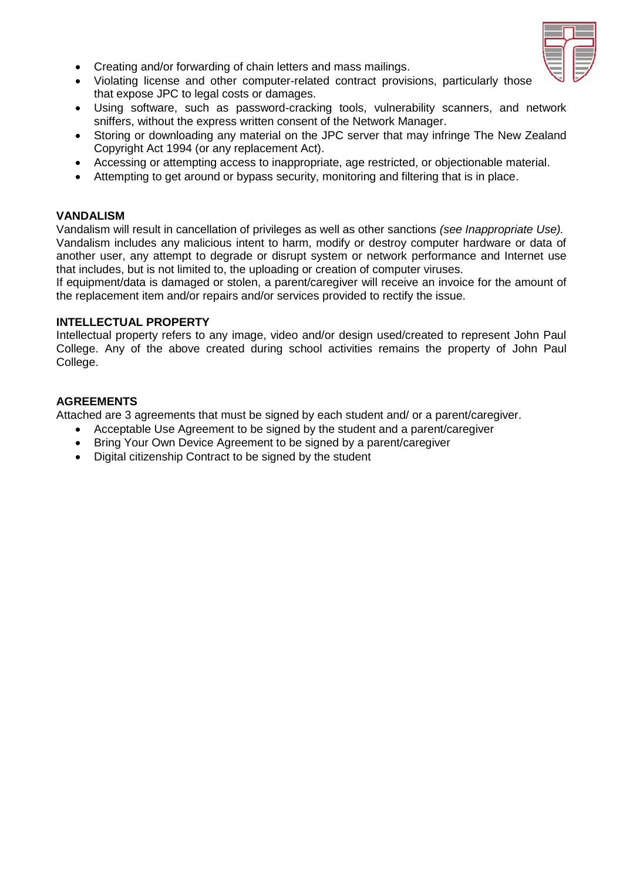- Creating and/or forwarding of chain letters and mass mailings.
- Violating license and other computer-related contract provisions, particularly those that expose JPC to legal costs or damages.
- Using software, such as password-cracking tools, vulnerability scanners, and network sniffers, without the express written consent of the Network Manager.
- Storing or downloading any material on the JPC server that may infringe The New Zealand Copyright Act 1994 (or any replacement Act).
- Accessing or attempting access to inappropriate, age restricted, or objectionable material.
- Attempting to get around or bypass security, monitoring and filtering that is in place.

**VANDALISM**

Vandalism will result in cancellation of privileges as well as other sanctions *(see Inappropriate Use).* Vandalism includes any malicious intent to harm, modify or destroy computer hardware or data of another user, any attempt to degrade or disrupt system or network performance and Internet use that includes, but is not limited to, the uploading or creation of computer viruses.

If equipment/data is damaged or stolen, a parent/caregiver will receive an invoice for the amount of the replacement item and/or repairs and/or services provided to rectify the issue.

**INTELLECTUAL PROPERTY**

Intellectual property refers to any image, video and/or design used/created to represent John Paul College. Any of the above created during school activities remains the property of John Paul College.

**AGREEMENTS**

Attached are 3 agreements that must be signed by each student and/ or a parent/caregiver.

- Acceptable Use Agreement to be signed by the student and a parent/caregiver
- Bring Your Own Device Agreement to be signed by a parent/caregiver
- Digital citizenship Contract to be signed by the student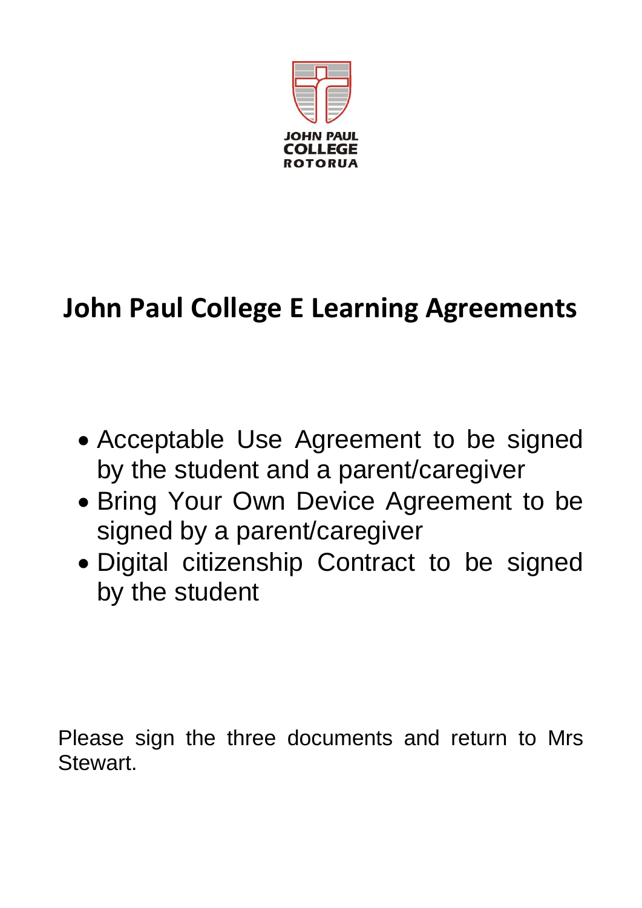JOHN PAUL
COLLEGE
ROTORUA

# John Paul College E Learning Agreements

- Acceptable Use Agreement to be signed by the student and a parent/caregiver
- Bring Your Own Device Agreement to be signed by a parent/caregiver
- Digital citizenship Contract to be signed by the student

Please sign the three documents and return to Mrs Stewart.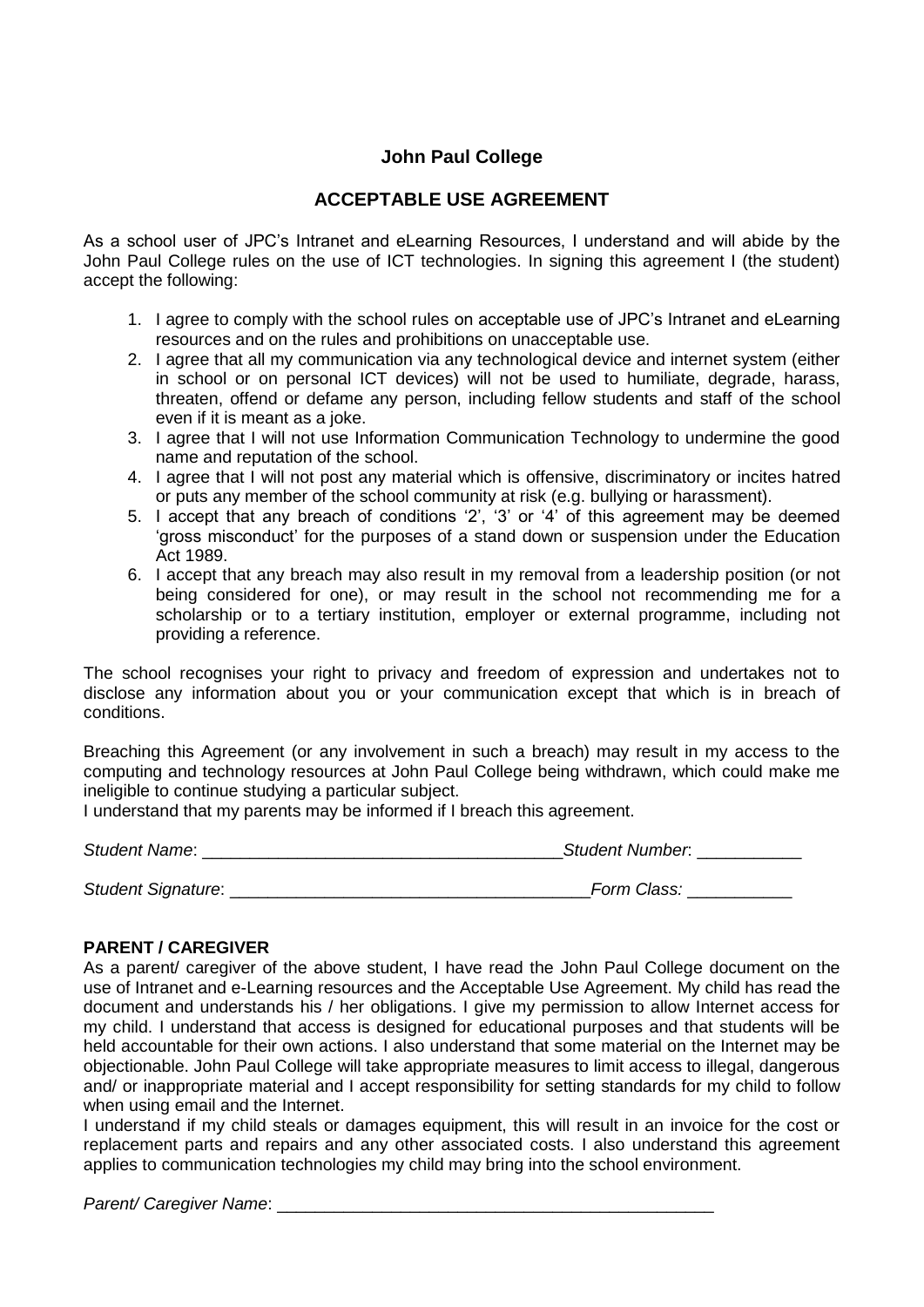## John Paul College

## ACCEPTABLE USE AGREEMENT

As a school user of JPC's Intranet and eLearning Resources, I understand and will abide by the John Paul College rules on the use of ICT technologies. In signing this agreement I (the student) accept the following:

1. I agree to comply with the school rules on acceptable use of JPC's Intranet and eLearning resources and on the rules and prohibitions on unacceptable use.
2. I agree that all my communication via any technological device and internet system (either in school or on personal ICT devices) will not be used to humiliate, degrade, harass, threaten, offend or defame any person, including fellow students and staff of the school even if it is meant as a joke.
3. I agree that I will not use Information Communication Technology to undermine the good name and reputation of the school.
4. I agree that I will not post any material which is offensive, discriminatory or incites hatred or puts any member of the school community at risk (e.g. bullying or harassment).
5. I accept that any breach of conditions '2', '3' or '4' of this agreement may be deemed 'gross misconduct' for the purposes of a stand down or suspension under the Education Act 1989.
6. I accept that any breach may also result in my removal from a leadership position (or not being considered for one), or may result in the school not recommending me for a scholarship or to a tertiary institution, employer or external programme, including not providing a reference.

The school recognises your right to privacy and freedom of expression and undertakes not to disclose any information about you or your communication except that which is in breach of conditions.

Breaching this Agreement (or any involvement in such a breach) may result in my access to the computing and technology resources at John Paul College being withdrawn, which could make me ineligible to continue studying a particular subject.
I understand that my parents may be informed if I breach this agreement.

*Student Name*: ______________________________________ *Student Number*: ___________

*Student Signature*: ______________________________________ *Form Class:* ___________

**PARENT / CAREGIVER**

As a parent/ caregiver of the above student, I have read the John Paul College document on the use of Intranet and e-Learning resources and the Acceptable Use Agreement. My child has read the document and understands his / her obligations. I give my permission to allow Internet access for my child. I understand that access is designed for educational purposes and that students will be held accountable for their own actions. I also understand that some material on the Internet may be objectionable. John Paul College will take appropriate measures to limit access to illegal, dangerous and/ or inappropriate material and I accept responsibility for setting standards for my child to follow when using email and the Internet.
I understand if my child steals or damages equipment, this will result in an invoice for the cost or replacement parts and repairs and any other associated costs. I also understand this agreement applies to communication technologies my child may bring into the school environment.

*Parent/ Caregiver Name*: _______________________________________________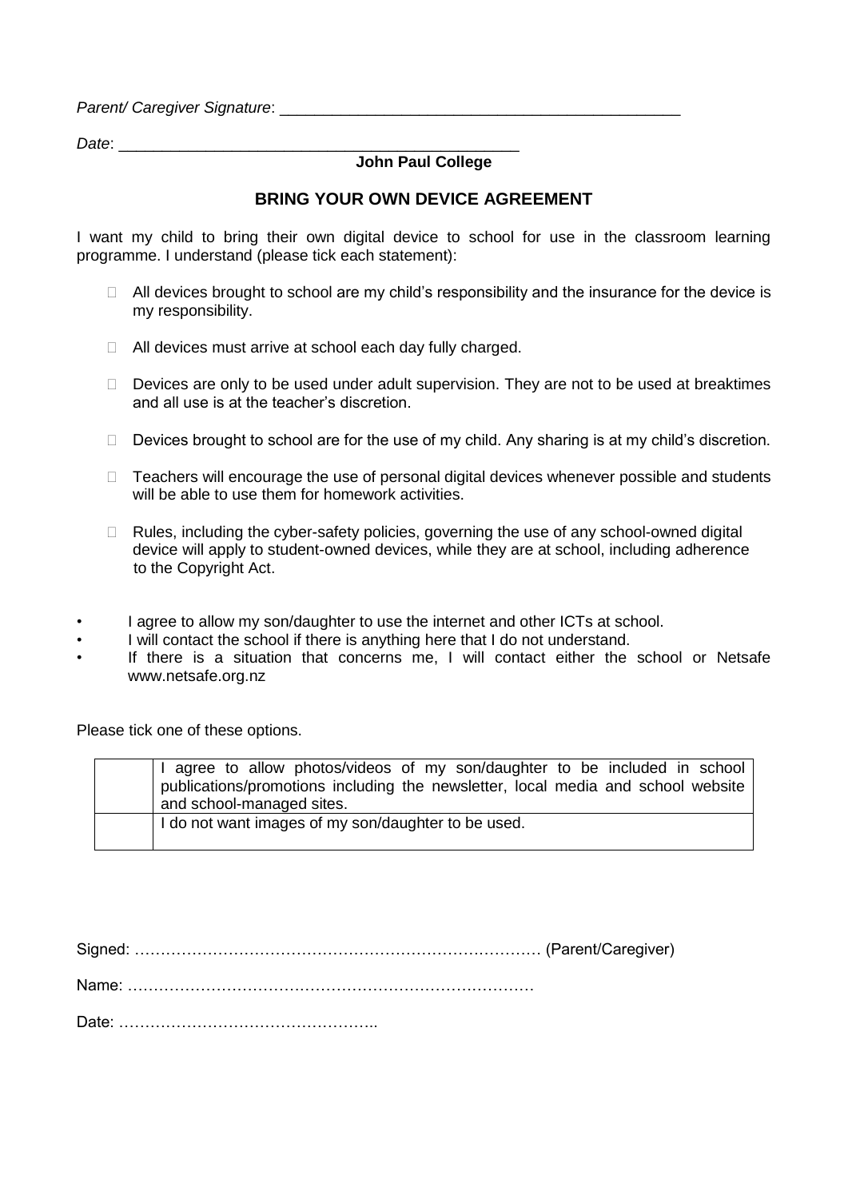*Parent/ Caregiver Signature*: _______________________________________________

*Date*: _______________________________________________

**John Paul College**

## BRING YOUR OWN DEVICE AGREEMENT

I want my child to bring their own digital device to school for use in the classroom learning programme. I understand (please tick each statement):

- ☐ All devices brought to school are my child's responsibility and the insurance for the device is my responsibility.
- ☐ All devices must arrive at school each day fully charged.
- ☐ Devices are only to be used under adult supervision. They are not to be used at breaktimes and all use is at the teacher's discretion.
- ☐ Devices brought to school are for the use of my child. Any sharing is at my child's discretion.
- ☐ Teachers will encourage the use of personal digital devices whenever possible and students will be able to use them for homework activities.
- ☐ Rules, including the cyber-safety policies, governing the use of any school-owned digital device will apply to student-owned devices, while they are at school, including adherence to the Copyright Act.

- I agree to allow my son/daughter to use the internet and other ICTs at school.
- I will contact the school if there is anything here that I do not understand.
- If there is a situation that concerns me, I will contact either the school or Netsafe www.netsafe.org.nz

Please tick one of these options.

| | |
|---|---|
| | I agree to allow photos/videos of my son/daughter to be included in school publications/promotions including the newsletter, local media and school website and school-managed sites. |
| | I do not want images of my son/daughter to be used. |

Signed: …………………………………………………………………… (Parent/Caregiver)

Name: ……………………………………………………………………

Date: …………………………………………..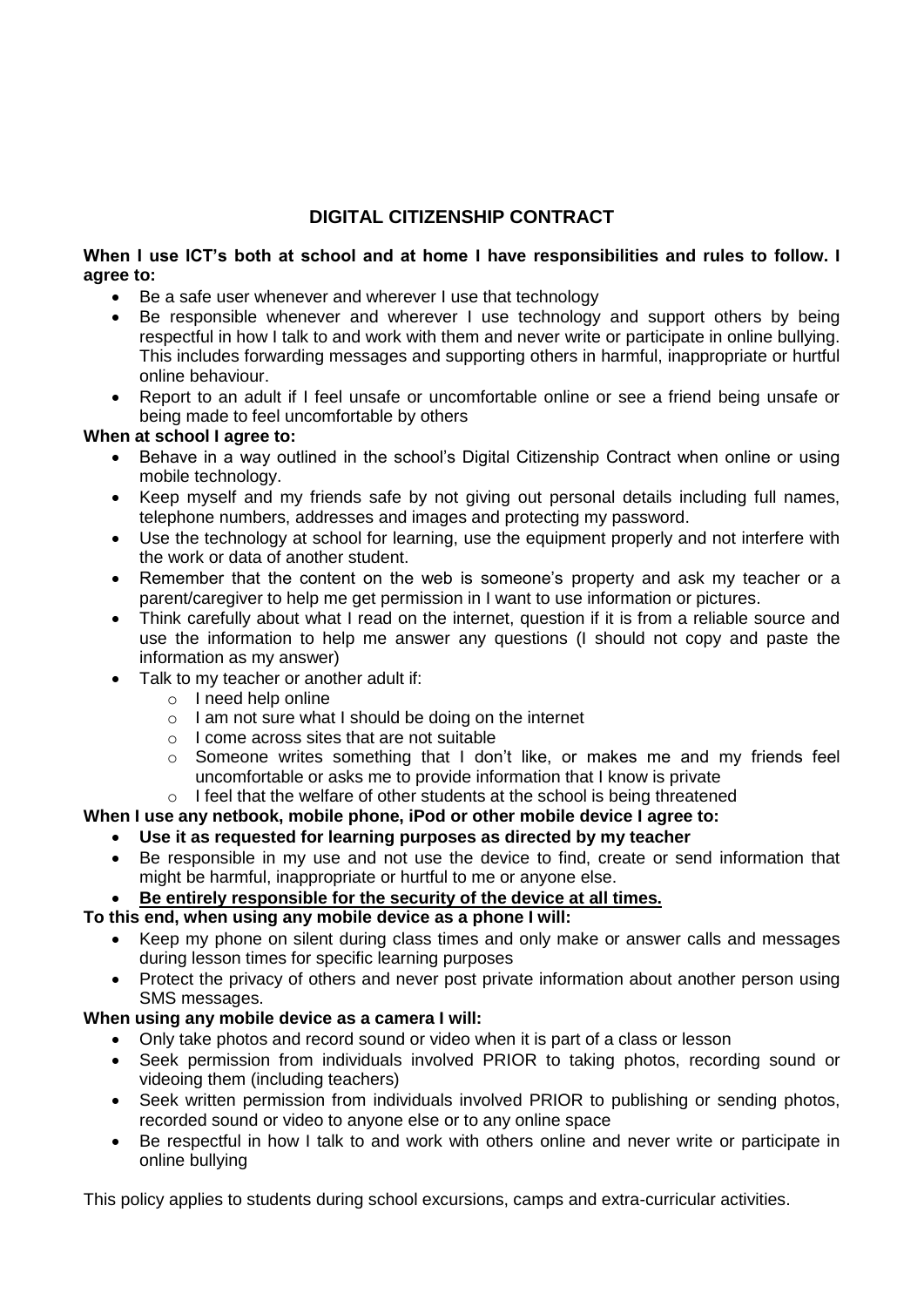## DIGITAL CITIZENSHIP CONTRACT

**When I use ICT's both at school and at home I have responsibilities and rules to follow. I agree to:**

- Be a safe user whenever and wherever I use that technology
- Be responsible whenever and wherever I use technology and support others by being respectful in how I talk to and work with them and never write or participate in online bullying. This includes forwarding messages and supporting others in harmful, inappropriate or hurtful online behaviour.
- Report to an adult if I feel unsafe or uncomfortable online or see a friend being unsafe or being made to feel uncomfortable by others

**When at school I agree to:**

- Behave in a way outlined in the school's Digital Citizenship Contract when online or using mobile technology.
- Keep myself and my friends safe by not giving out personal details including full names, telephone numbers, addresses and images and protecting my password.
- Use the technology at school for learning, use the equipment properly and not interfere with the work or data of another student.
- Remember that the content on the web is someone's property and ask my teacher or a parent/caregiver to help me get permission in I want to use information or pictures.
- Think carefully about what I read on the internet, question if it is from a reliable source and use the information to help me answer any questions (I should not copy and paste the information as my answer)
- Talk to my teacher or another adult if:
    - I need help online
    - I am not sure what I should be doing on the internet
    - I come across sites that are not suitable
    - Someone writes something that I don't like, or makes me and my friends feel uncomfortable or asks me to provide information that I know is private
    - I feel that the welfare of other students at the school is being threatened

**When I use any netbook, mobile phone, iPod or other mobile device I agree to:**

- **Use it as requested for learning purposes as directed by my teacher**
- Be responsible in my use and not use the device to find, create or send information that might be harmful, inappropriate or hurtful to me or anyone else.
- **<u>Be entirely responsible for the security of the device at all times.</u>**

**To this end, when using any mobile device as a phone I will:**

- Keep my phone on silent during class times and only make or answer calls and messages during lesson times for specific learning purposes
- Protect the privacy of others and never post private information about another person using SMS messages.

**When using any mobile device as a camera I will:**

- Only take photos and record sound or video when it is part of a class or lesson
- Seek permission from individuals involved PRIOR to taking photos, recording sound or videoing them (including teachers)
- Seek written permission from individuals involved PRIOR to publishing or sending photos, recorded sound or video to anyone else or to any online space
- Be respectful in how I talk to and work with others online and never write or participate in online bullying

This policy applies to students during school excursions, camps and extra-curricular activities.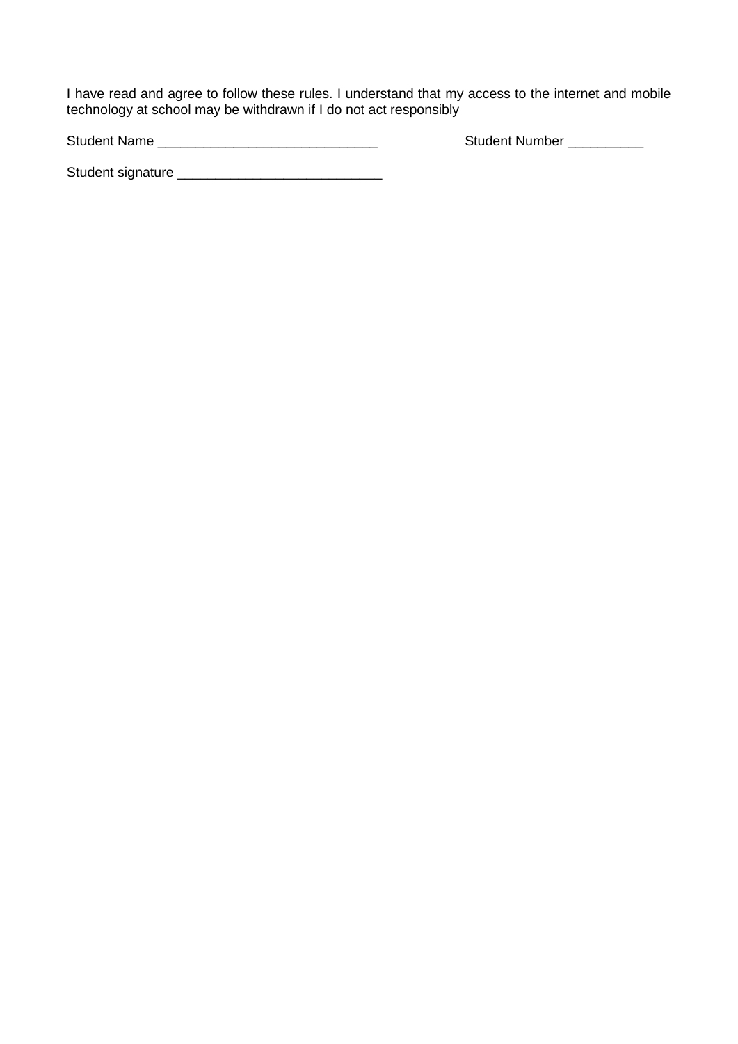I have read and agree to follow these rules. I understand that my access to the internet and mobile technology at school may be withdrawn if I do not act responsibly

Student Name _____________________________ Student Number __________

Student signature ___________________________